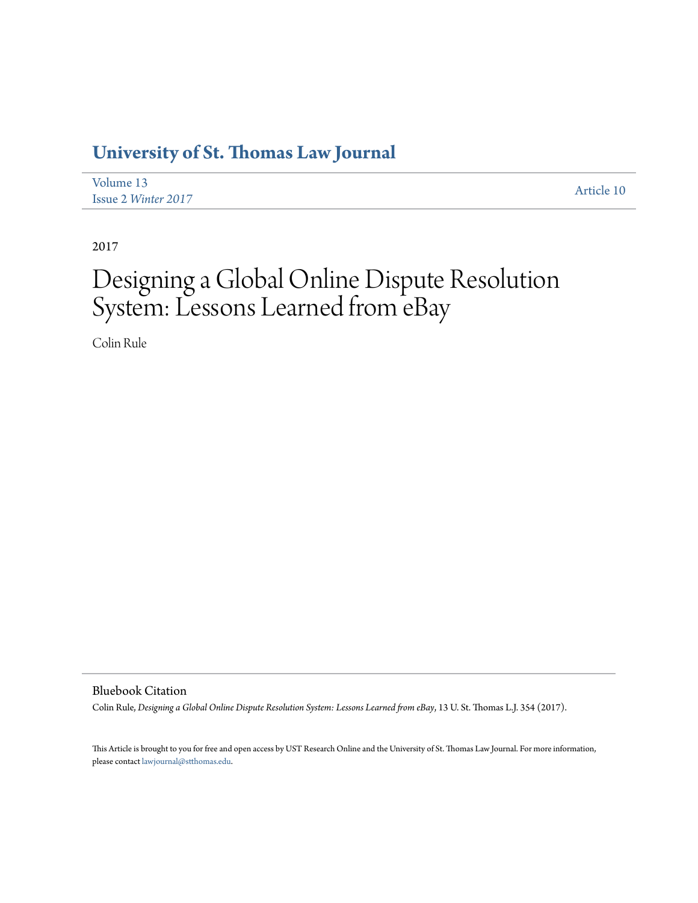# University of St. Thomas Law Journal

Volume 13
Issue 2 *Winter 2017*

Article 10

2017

# Designing a Global Online Dispute Resolution System: Lessons Learned from eBay

Colin Rule

## Bluebook Citation

Colin Rule, *Designing a Global Online Dispute Resolution System: Lessons Learned from eBay*, 13 U. St. Thomas L.J. 354 (2017).

This Article is brought to you for free and open access by UST Research Online and the University of St. Thomas Law Journal. For more information, please contact lawjournal@stthomas.edu.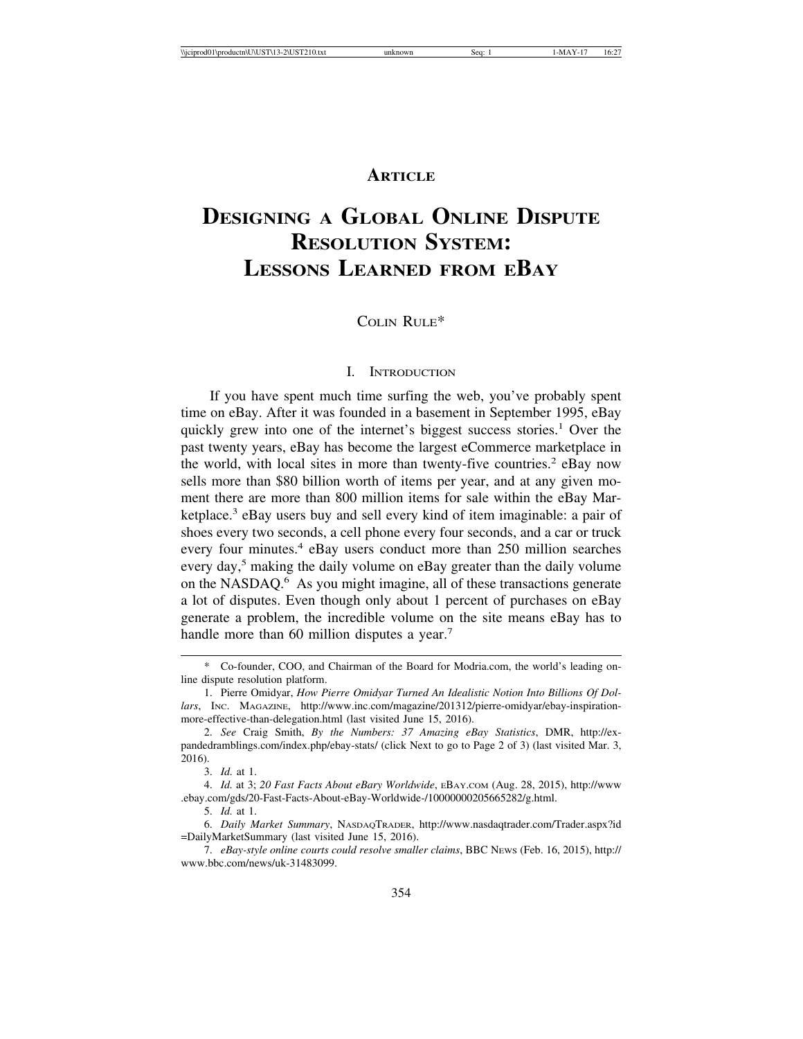**ARTICLE**

# DESIGNING A GLOBAL ONLINE DISPUTE RESOLUTION SYSTEM: LESSONS LEARNED FROM EBAY

COLIN RULE*

## I. INTRODUCTION

If you have spent much time surfing the web, you've probably spent time on eBay. After it was founded in a basement in September 1995, eBay quickly grew into one of the internet's biggest success stories.[1] Over the past twenty years, eBay has become the largest eCommerce marketplace in the world, with local sites in more than twenty-five countries.[2] eBay now sells more than $80 billion worth of items per year, and at any given moment there are more than 800 million items for sale within the eBay Marketplace.[3] eBay users buy and sell every kind of item imaginable: a pair of shoes every two seconds, a cell phone every four seconds, and a car or truck every four minutes.[4] eBay users conduct more than 250 million searches every day,[5] making the daily volume on eBay greater than the daily volume on the NASDAQ.[6] As you might imagine, all of these transactions generate a lot of disputes. Even though only about 1 percent of purchases on eBay generate a problem, the incredible volume on the site means eBay has to handle more than 60 million disputes a year.[7]

---

\* Co-founder, COO, and Chairman of the Board for Modria.com, the world's leading online dispute resolution platform.

1. Pierre Omidyar, *How Pierre Omidyar Turned An Idealistic Notion Into Billions Of Dollars*, INC. MAGAZINE, http://www.inc.com/magazine/201312/pierre-omidyar/ebay-inspiration-more-effective-than-delegation.html (last visited June 15, 2016).

2. *See* Craig Smith, *By the Numbers: 37 Amazing eBay Statistics*, DMR, http://expandedramblings.com/index.php/ebay-stats/ (click Next to go to Page 2 of 3) (last visited Mar. 3, 2016).

3. *Id.* at 1.

4. *Id.* at 3; *20 Fast Facts About eBary Worldwide*, EBAY.COM (Aug. 28, 2015), http://www.ebay.com/gds/20-Fast-Facts-About-eBay-Worldwide-/10000000205665282/g.html.

5. *Id.* at 1.

6. *Daily Market Summary*, NASDAQTRADER, http://www.nasdaqtrader.com/Trader.aspx?id=DailyMarketSummary (last visited June 15, 2016).

7. *eBay-style online courts could resolve smaller claims*, BBC NEWS (Feb. 16, 2015), http://www.bbc.com/news/uk-31483099.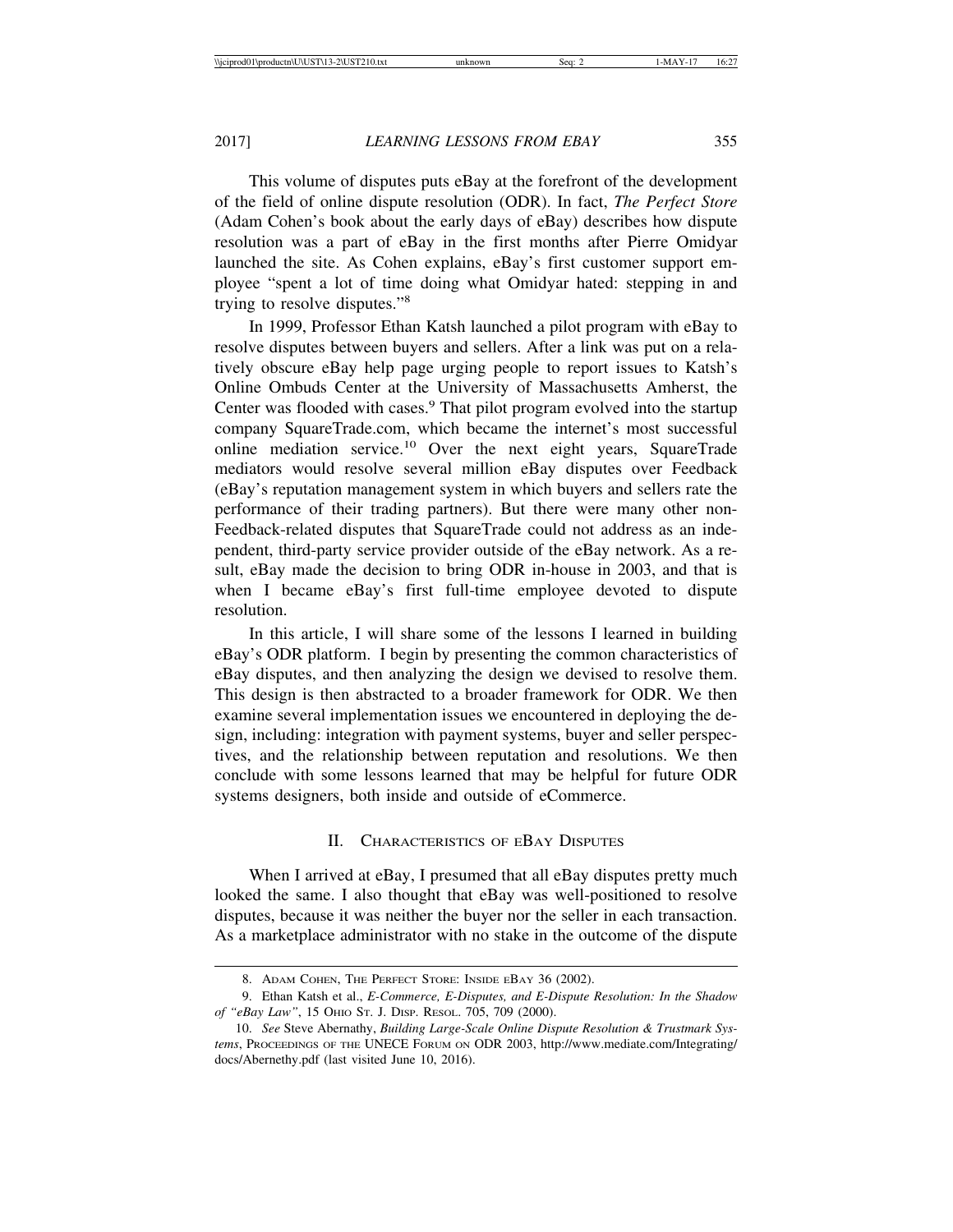This volume of disputes puts eBay at the forefront of the development of the field of online dispute resolution (ODR). In fact, *The Perfect Store* (Adam Cohen's book about the early days of eBay) describes how dispute resolution was a part of eBay in the first months after Pierre Omidyar launched the site. As Cohen explains, eBay's first customer support employee "spent a lot of time doing what Omidyar hated: stepping in and trying to resolve disputes."[8]

In 1999, Professor Ethan Katsh launched a pilot program with eBay to resolve disputes between buyers and sellers. After a link was put on a relatively obscure eBay help page urging people to report issues to Katsh's Online Ombuds Center at the University of Massachusetts Amherst, the Center was flooded with cases.[9] That pilot program evolved into the startup company SquareTrade.com, which became the internet's most successful online mediation service.[10] Over the next eight years, SquareTrade mediators would resolve several million eBay disputes over Feedback (eBay's reputation management system in which buyers and sellers rate the performance of their trading partners). But there were many other non-Feedback-related disputes that SquareTrade could not address as an independent, third-party service provider outside of the eBay network. As a result, eBay made the decision to bring ODR in-house in 2003, and that is when I became eBay's first full-time employee devoted to dispute resolution.

In this article, I will share some of the lessons I learned in building eBay's ODR platform. I begin by presenting the common characteristics of eBay disputes, and then analyzing the design we devised to resolve them. This design is then abstracted to a broader framework for ODR. We then examine several implementation issues we encountered in deploying the design, including: integration with payment systems, buyer and seller perspectives, and the relationship between reputation and resolutions. We then conclude with some lessons learned that may be helpful for future ODR systems designers, both inside and outside of eCommerce.

## II. Characteristics of eBay Disputes

When I arrived at eBay, I presumed that all eBay disputes pretty much looked the same. I also thought that eBay was well-positioned to resolve disputes, because it was neither the buyer nor the seller in each transaction. As a marketplace administrator with no stake in the outcome of the dispute

8. Adam Cohen, The Perfect Store: Inside eBay 36 (2002).

9. Ethan Katsh et al., *E-Commerce, E-Disputes, and E-Dispute Resolution: In the Shadow of "eBay Law"*, 15 Ohio St. J. Disp. Resol. 705, 709 (2000).

10. *See* Steve Abernathy, *Building Large-Scale Online Dispute Resolution & Trustmark Systems*, Proceedings of the UNECE Forum on ODR 2003, http://www.mediate.com/Integrating/docs/Abernethy.pdf (last visited June 10, 2016).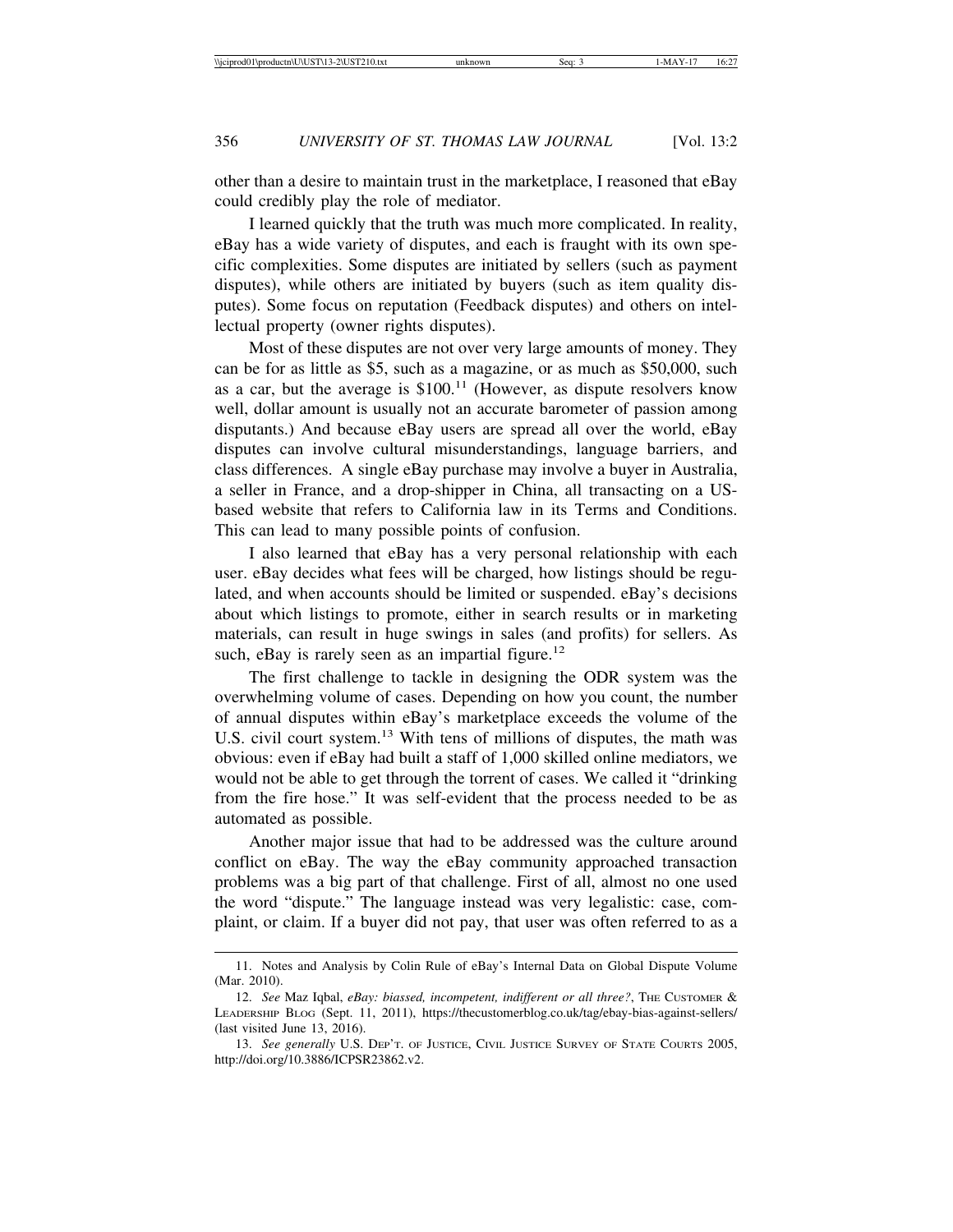other than a desire to maintain trust in the marketplace, I reasoned that eBay could credibly play the role of mediator.

I learned quickly that the truth was much more complicated. In reality, eBay has a wide variety of disputes, and each is fraught with its own specific complexities. Some disputes are initiated by sellers (such as payment disputes), while others are initiated by buyers (such as item quality disputes). Some focus on reputation (Feedback disputes) and others on intellectual property (owner rights disputes).

Most of these disputes are not over very large amounts of money. They can be for as little as $5, such as a magazine, or as much as $50,000, such as a car, but the average is $100.[11] (However, as dispute resolvers know well, dollar amount is usually not an accurate barometer of passion among disputants.) And because eBay users are spread all over the world, eBay disputes can involve cultural misunderstandings, language barriers, and class differences. A single eBay purchase may involve a buyer in Australia, a seller in France, and a drop-shipper in China, all transacting on a US-based website that refers to California law in its Terms and Conditions. This can lead to many possible points of confusion.

I also learned that eBay has a very personal relationship with each user. eBay decides what fees will be charged, how listings should be regulated, and when accounts should be limited or suspended. eBay's decisions about which listings to promote, either in search results or in marketing materials, can result in huge swings in sales (and profits) for sellers. As such, eBay is rarely seen as an impartial figure.[12]

The first challenge to tackle in designing the ODR system was the overwhelming volume of cases. Depending on how you count, the number of annual disputes within eBay's marketplace exceeds the volume of the U.S. civil court system.[13] With tens of millions of disputes, the math was obvious: even if eBay had built a staff of 1,000 skilled online mediators, we would not be able to get through the torrent of cases. We called it "drinking from the fire hose." It was self-evident that the process needed to be as automated as possible.

Another major issue that had to be addressed was the culture around conflict on eBay. The way the eBay community approached transaction problems was a big part of that challenge. First of all, almost no one used the word "dispute." The language instead was very legalistic: case, complaint, or claim. If a buyer did not pay, that user was often referred to as a

---

11. Notes and Analysis by Colin Rule of eBay's Internal Data on Global Dispute Volume (Mar. 2010).

12. *See* Maz Iqbal, *eBay: biassed, incompetent, indifferent or all three?*, THE CUSTOMER & LEADERSHIP BLOG (Sept. 11, 2011), https://thecustomerblog.co.uk/tag/ebay-bias-against-sellers/ (last visited June 13, 2016).

13. *See generally* U.S. DEP'T. OF JUSTICE, CIVIL JUSTICE SURVEY OF STATE COURTS 2005, http://doi.org/10.3886/ICPSR23862.v2.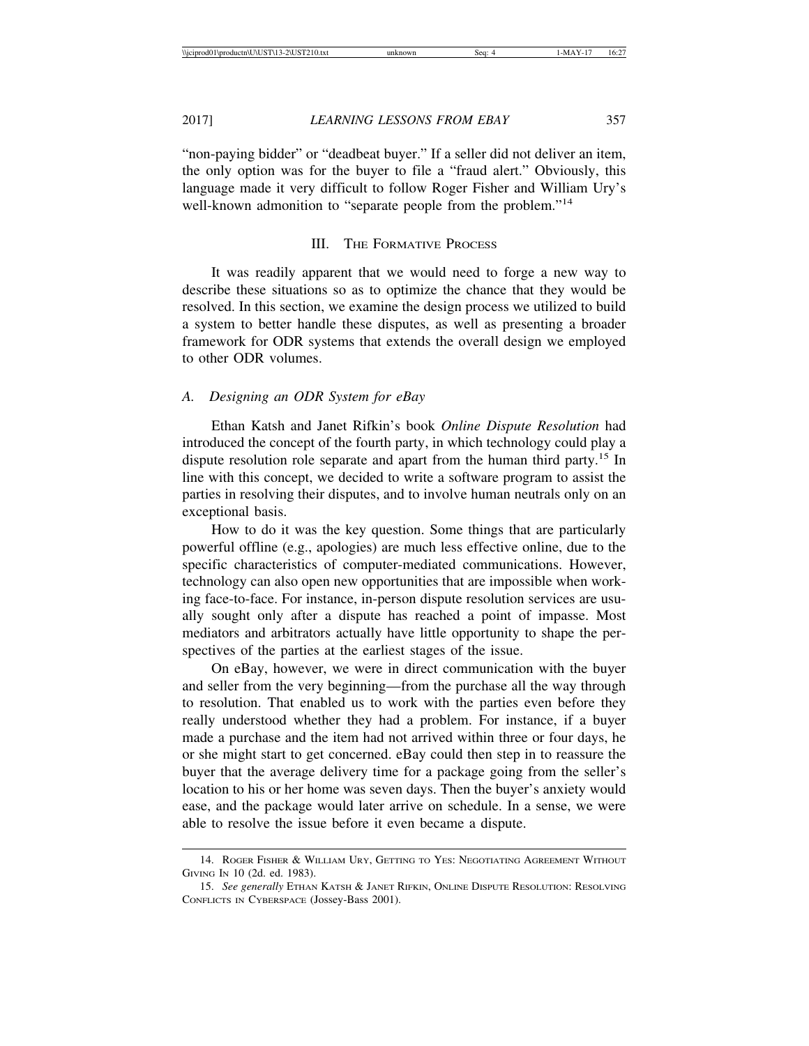"non-paying bidder" or "deadbeat buyer." If a seller did not deliver an item, the only option was for the buyer to file a "fraud alert." Obviously, this language made it very difficult to follow Roger Fisher and William Ury's well-known admonition to "separate people from the problem."[14]

## III. The Formative Process

It was readily apparent that we would need to forge a new way to describe these situations so as to optimize the chance that they would be resolved. In this section, we examine the design process we utilized to build a system to better handle these disputes, as well as presenting a broader framework for ODR systems that extends the overall design we employed to other ODR volumes.

### A. *Designing an ODR System for eBay*

Ethan Katsh and Janet Rifkin's book *Online Dispute Resolution* had introduced the concept of the fourth party, in which technology could play a dispute resolution role separate and apart from the human third party.[15] In line with this concept, we decided to write a software program to assist the parties in resolving their disputes, and to involve human neutrals only on an exceptional basis.

How to do it was the key question. Some things that are particularly powerful offline (e.g., apologies) are much less effective online, due to the specific characteristics of computer-mediated communications. However, technology can also open new opportunities that are impossible when working face-to-face. For instance, in-person dispute resolution services are usually sought only after a dispute has reached a point of impasse. Most mediators and arbitrators actually have little opportunity to shape the perspectives of the parties at the earliest stages of the issue.

On eBay, however, we were in direct communication with the buyer and seller from the very beginning—from the purchase all the way through to resolution. That enabled us to work with the parties even before they really understood whether they had a problem. For instance, if a buyer made a purchase and the item had not arrived within three or four days, he or she might start to get concerned. eBay could then step in to reassure the buyer that the average delivery time for a package going from the seller's location to his or her home was seven days. Then the buyer's anxiety would ease, and the package would later arrive on schedule. In a sense, we were able to resolve the issue before it even became a dispute.

14. Roger Fisher & William Ury, Getting to Yes: Negotiating Agreement Without Giving In 10 (2d. ed. 1983).

15. *See generally* Ethan Katsh & Janet Rifkin, Online Dispute Resolution: Resolving Conflicts in Cyberspace (Jossey-Bass 2001).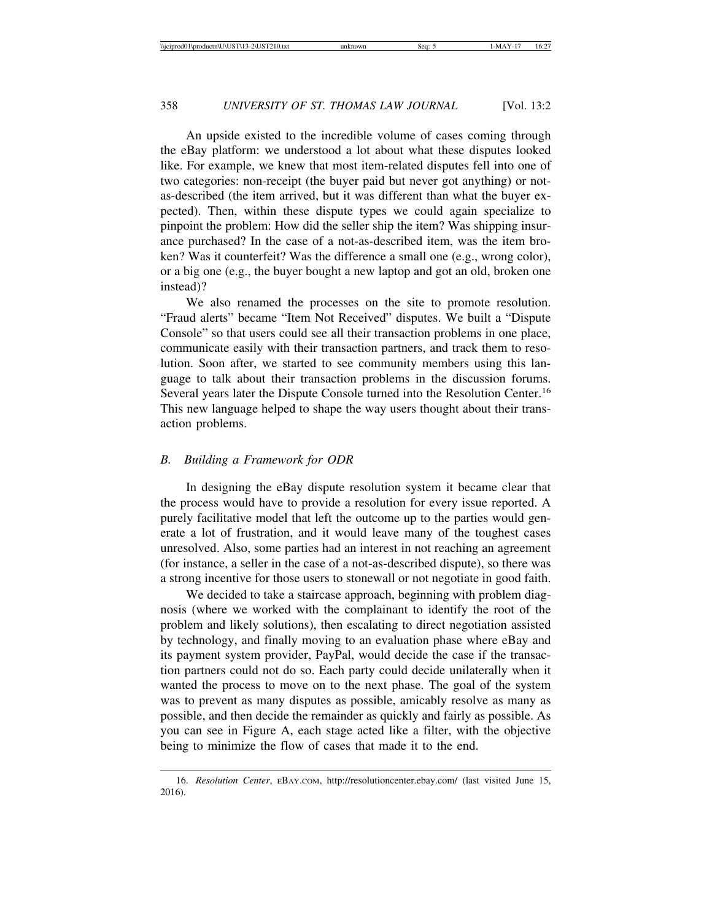An upside existed to the incredible volume of cases coming through the eBay platform: we understood a lot about what these disputes looked like. For example, we knew that most item-related disputes fell into one of two categories: non-receipt (the buyer paid but never got anything) or not-as-described (the item arrived, but it was different than what the buyer expected). Then, within these dispute types we could again specialize to pinpoint the problem: How did the seller ship the item? Was shipping insurance purchased? In the case of a not-as-described item, was the item broken? Was it counterfeit? Was the difference a small one (e.g., wrong color), or a big one (e.g., the buyer bought a new laptop and got an old, broken one instead)?

We also renamed the processes on the site to promote resolution. "Fraud alerts" became "Item Not Received" disputes. We built a "Dispute Console" so that users could see all their transaction problems in one place, communicate easily with their transaction partners, and track them to resolution. Soon after, we started to see community members using this language to talk about their transaction problems in the discussion forums. Several years later the Dispute Console turned into the Resolution Center.[16] This new language helped to shape the way users thought about their transaction problems.

### *B. Building a Framework for ODR*

In designing the eBay dispute resolution system it became clear that the process would have to provide a resolution for every issue reported. A purely facilitative model that left the outcome up to the parties would generate a lot of frustration, and it would leave many of the toughest cases unresolved. Also, some parties had an interest in not reaching an agreement (for instance, a seller in the case of a not-as-described dispute), so there was a strong incentive for those users to stonewall or not negotiate in good faith.

We decided to take a staircase approach, beginning with problem diagnosis (where we worked with the complainant to identify the root of the problem and likely solutions), then escalating to direct negotiation assisted by technology, and finally moving to an evaluation phase where eBay and its payment system provider, PayPal, would decide the case if the transaction partners could not do so. Each party could decide unilaterally when it wanted the process to move on to the next phase. The goal of the system was to prevent as many disputes as possible, amicably resolve as many as possible, and then decide the remainder as quickly and fairly as possible. As you can see in Figure A, each stage acted like a filter, with the objective being to minimize the flow of cases that made it to the end.

---

16. *Resolution Center*, EBAY.COM, http://resolutioncenter.ebay.com/ (last visited June 15, 2016).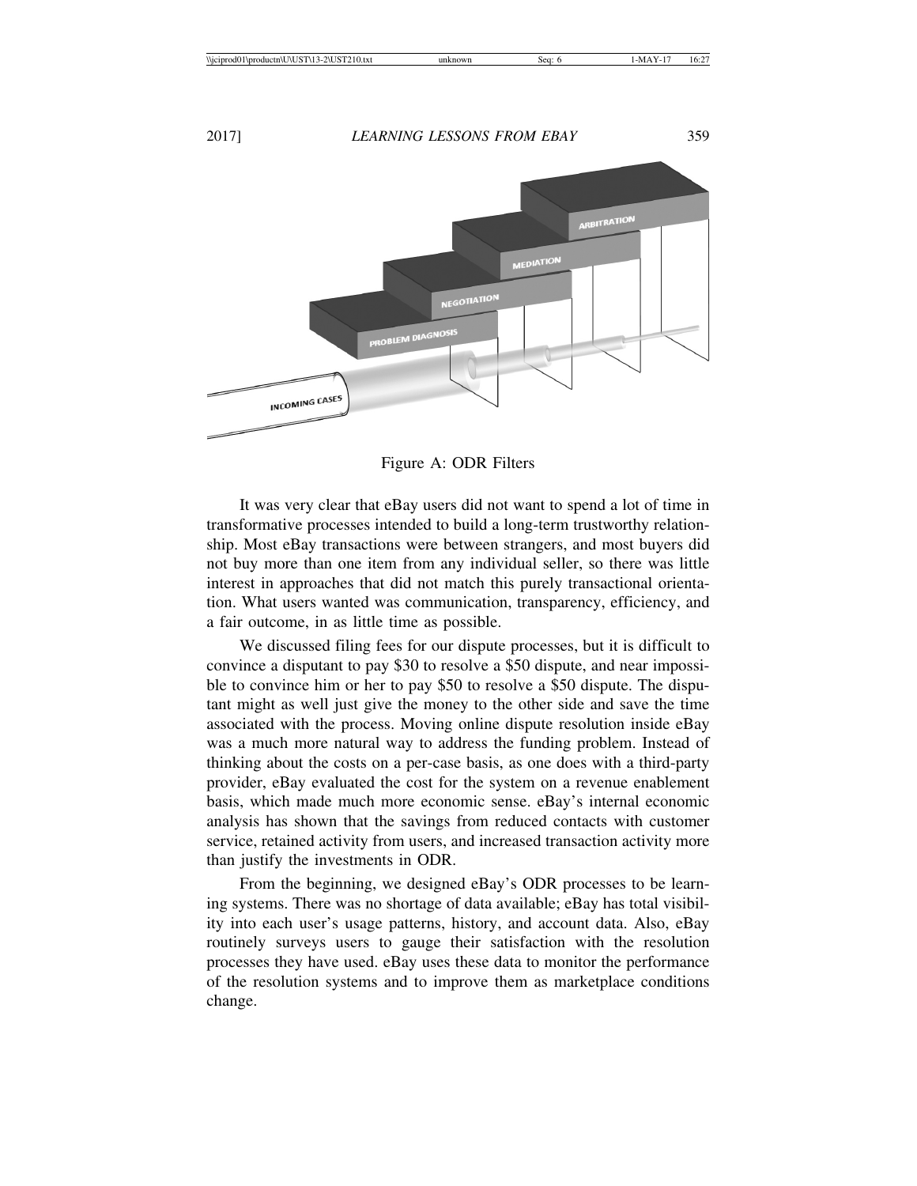Figure A: ODR Filters

It was very clear that eBay users did not want to spend a lot of time in transformative processes intended to build a long-term trustworthy relationship. Most eBay transactions were between strangers, and most buyers did not buy more than one item from any individual seller, so there was little interest in approaches that did not match this purely transactional orientation. What users wanted was communication, transparency, efficiency, and a fair outcome, in as little time as possible.

We discussed filing fees for our dispute processes, but it is difficult to convince a disputant to pay \$30 to resolve a \$50 dispute, and near impossible to convince him or her to pay \$50 to resolve a \$50 dispute. The disputant might as well just give the money to the other side and save the time associated with the process. Moving online dispute resolution inside eBay was a much more natural way to address the funding problem. Instead of thinking about the costs on a per-case basis, as one does with a third-party provider, eBay evaluated the cost for the system on a revenue enablement basis, which made much more economic sense. eBay's internal economic analysis has shown that the savings from reduced contacts with customer service, retained activity from users, and increased transaction activity more than justify the investments in ODR.

From the beginning, we designed eBay's ODR processes to be learning systems. There was no shortage of data available; eBay has total visibility into each user's usage patterns, history, and account data. Also, eBay routinely surveys users to gauge their satisfaction with the resolution processes they have used. eBay uses these data to monitor the performance of the resolution systems and to improve them as marketplace conditions change.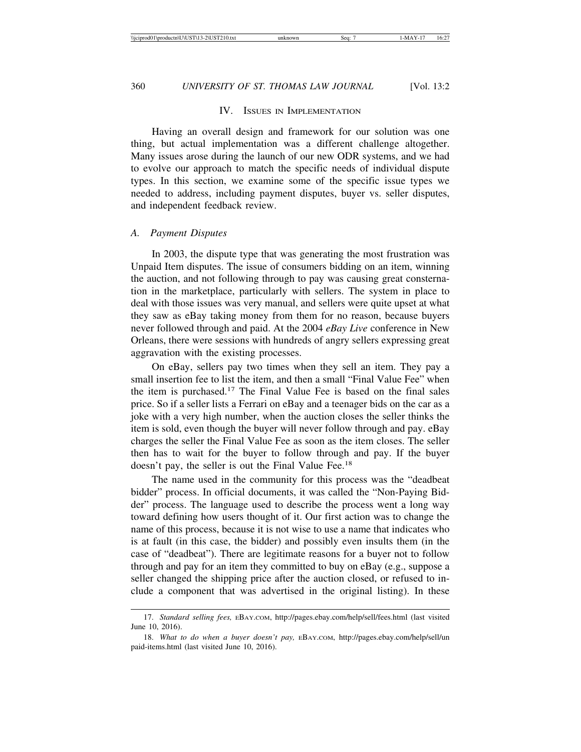## IV. Issues in Implementation

Having an overall design and framework for our solution was one thing, but actual implementation was a different challenge altogether. Many issues arose during the launch of our new ODR systems, and we had to evolve our approach to match the specific needs of individual dispute types. In this section, we examine some of the specific issue types we needed to address, including payment disputes, buyer vs. seller disputes, and independent feedback review.

### A. Payment Disputes

In 2003, the dispute type that was generating the most frustration was Unpaid Item disputes. The issue of consumers bidding on an item, winning the auction, and not following through to pay was causing great consternation in the marketplace, particularly with sellers. The system in place to deal with those issues was very manual, and sellers were quite upset at what they saw as eBay taking money from them for no reason, because buyers never followed through and paid. At the 2004 *eBay Live* conference in New Orleans, there were sessions with hundreds of angry sellers expressing great aggravation with the existing processes.

On eBay, sellers pay two times when they sell an item. They pay a small insertion fee to list the item, and then a small "Final Value Fee" when the item is purchased.[17] The Final Value Fee is based on the final sales price. So if a seller lists a Ferrari on eBay and a teenager bids on the car as a joke with a very high number, when the auction closes the seller thinks the item is sold, even though the buyer will never follow through and pay. eBay charges the seller the Final Value Fee as soon as the item closes. The seller then has to wait for the buyer to follow through and pay. If the buyer doesn't pay, the seller is out the Final Value Fee.[18]

The name used in the community for this process was the "deadbeat bidder" process. In official documents, it was called the "Non-Paying Bidder" process. The language used to describe the process went a long way toward defining how users thought of it. Our first action was to change the name of this process, because it is not wise to use a name that indicates who is at fault (in this case, the bidder) and possibly even insults them (in the case of "deadbeat"). There are legitimate reasons for a buyer not to follow through and pay for an item they committed to buy on eBay (e.g., suppose a seller changed the shipping price after the auction closed, or refused to include a component that was advertised in the original listing). In these

---

17. *Standard selling fees,* EBAY.COM, http://pages.ebay.com/help/sell/fees.html (last visited June 10, 2016).

18. *What to do when a buyer doesn't pay,* EBAY.COM, http://pages.ebay.com/help/sell/unpaid-items.html (last visited June 10, 2016).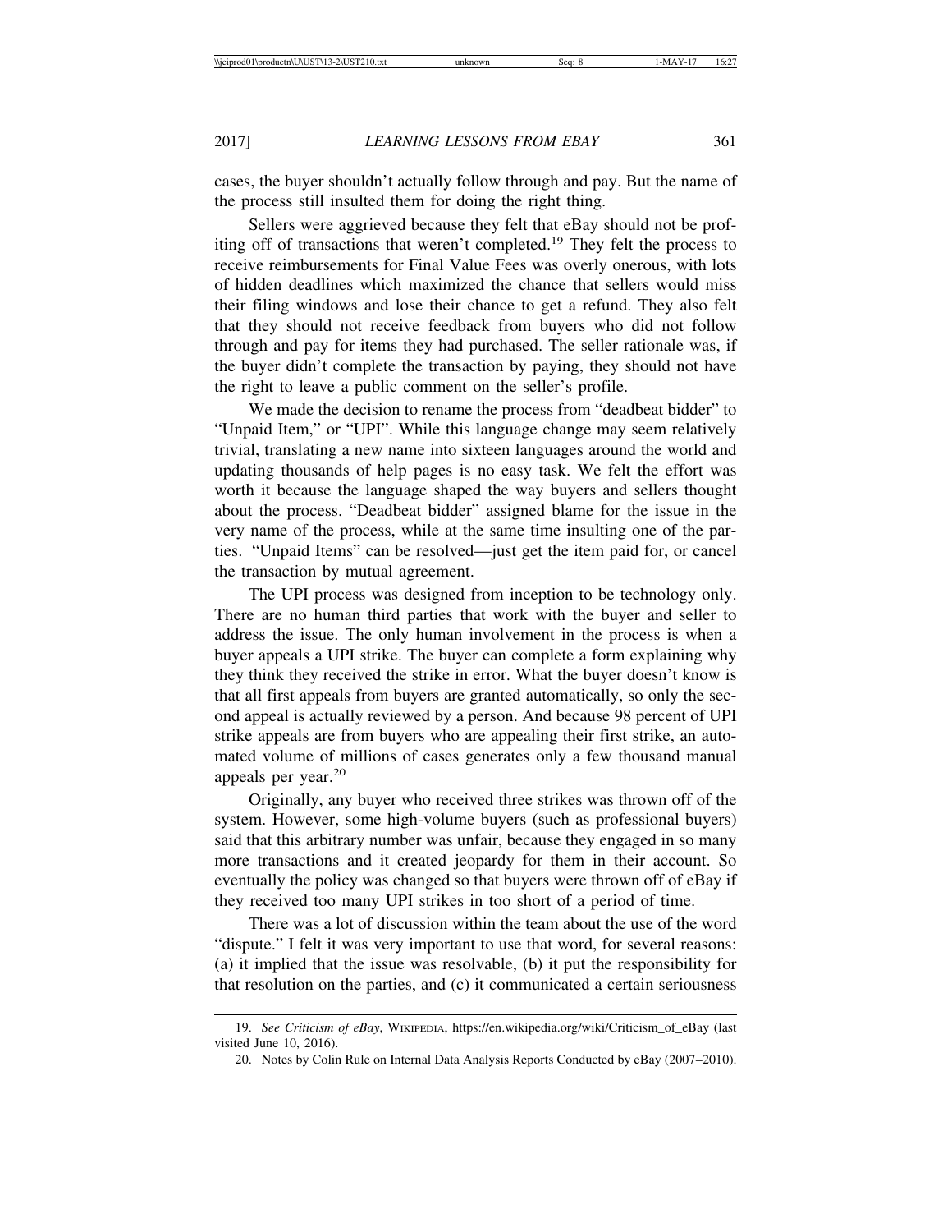cases, the buyer shouldn't actually follow through and pay. But the name of the process still insulted them for doing the right thing.

Sellers were aggrieved because they felt that eBay should not be profiting off of transactions that weren't completed.[19] They felt the process to receive reimbursements for Final Value Fees was overly onerous, with lots of hidden deadlines which maximized the chance that sellers would miss their filing windows and lose their chance to get a refund. They also felt that they should not receive feedback from buyers who did not follow through and pay for items they had purchased. The seller rationale was, if the buyer didn't complete the transaction by paying, they should not have the right to leave a public comment on the seller's profile.

We made the decision to rename the process from "deadbeat bidder" to "Unpaid Item," or "UPI". While this language change may seem relatively trivial, translating a new name into sixteen languages around the world and updating thousands of help pages is no easy task. We felt the effort was worth it because the language shaped the way buyers and sellers thought about the process. "Deadbeat bidder" assigned blame for the issue in the very name of the process, while at the same time insulting one of the parties. "Unpaid Items" can be resolved—just get the item paid for, or cancel the transaction by mutual agreement.

The UPI process was designed from inception to be technology only. There are no human third parties that work with the buyer and seller to address the issue. The only human involvement in the process is when a buyer appeals a UPI strike. The buyer can complete a form explaining why they think they received the strike in error. What the buyer doesn't know is that all first appeals from buyers are granted automatically, so only the second appeal is actually reviewed by a person. And because 98 percent of UPI strike appeals are from buyers who are appealing their first strike, an automated volume of millions of cases generates only a few thousand manual appeals per year.[20]

Originally, any buyer who received three strikes was thrown off of the system. However, some high-volume buyers (such as professional buyers) said that this arbitrary number was unfair, because they engaged in so many more transactions and it created jeopardy for them in their account. So eventually the policy was changed so that buyers were thrown off of eBay if they received too many UPI strikes in too short of a period of time.

There was a lot of discussion within the team about the use of the word "dispute." I felt it was very important to use that word, for several reasons: (a) it implied that the issue was resolvable, (b) it put the responsibility for that resolution on the parties, and (c) it communicated a certain seriousness

---

19. *See Criticism of eBay*, WIKIPEDIA, https://en.wikipedia.org/wiki/Criticism_of_eBay (last visited June 10, 2016).

20. Notes by Colin Rule on Internal Data Analysis Reports Conducted by eBay (2007–2010).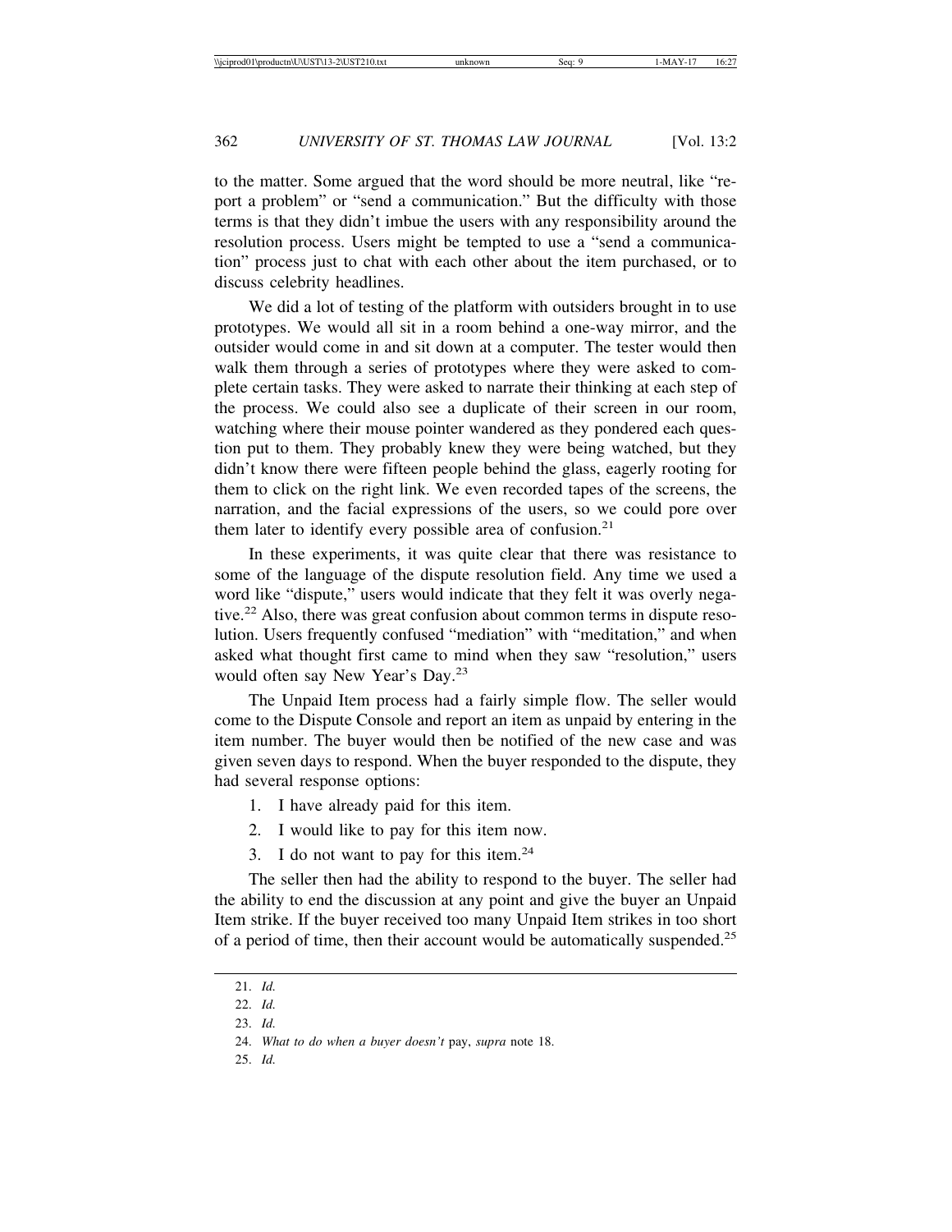to the matter. Some argued that the word should be more neutral, like "report a problem" or "send a communication." But the difficulty with those terms is that they didn't imbue the users with any responsibility around the resolution process. Users might be tempted to use a "send a communication" process just to chat with each other about the item purchased, or to discuss celebrity headlines.

We did a lot of testing of the platform with outsiders brought in to use prototypes. We would all sit in a room behind a one-way mirror, and the outsider would come in and sit down at a computer. The tester would then walk them through a series of prototypes where they were asked to complete certain tasks. They were asked to narrate their thinking at each step of the process. We could also see a duplicate of their screen in our room, watching where their mouse pointer wandered as they pondered each question put to them. They probably knew they were being watched, but they didn't know there were fifteen people behind the glass, eagerly rooting for them to click on the right link. We even recorded tapes of the screens, the narration, and the facial expressions of the users, so we could pore over them later to identify every possible area of confusion.[21]

In these experiments, it was quite clear that there was resistance to some of the language of the dispute resolution field. Any time we used a word like "dispute," users would indicate that they felt it was overly negative.[22] Also, there was great confusion about common terms in dispute resolution. Users frequently confused "mediation" with "meditation," and when asked what thought first came to mind when they saw "resolution," users would often say New Year's Day.[23]

The Unpaid Item process had a fairly simple flow. The seller would come to the Dispute Console and report an item as unpaid by entering in the item number. The buyer would then be notified of the new case and was given seven days to respond. When the buyer responded to the dispute, they had several response options:

1. I have already paid for this item.
2. I would like to pay for this item now.
3. I do not want to pay for this item.[24]

The seller then had the ability to respond to the buyer. The seller had the ability to end the discussion at any point and give the buyer an Unpaid Item strike. If the buyer received too many Unpaid Item strikes in too short of a period of time, then their account would be automatically suspended.[25]

---

21. *Id.*

22. *Id.*

23. *Id.*

24. *What to do when a buyer doesn't* pay, *supra* note 18.

25. *Id.*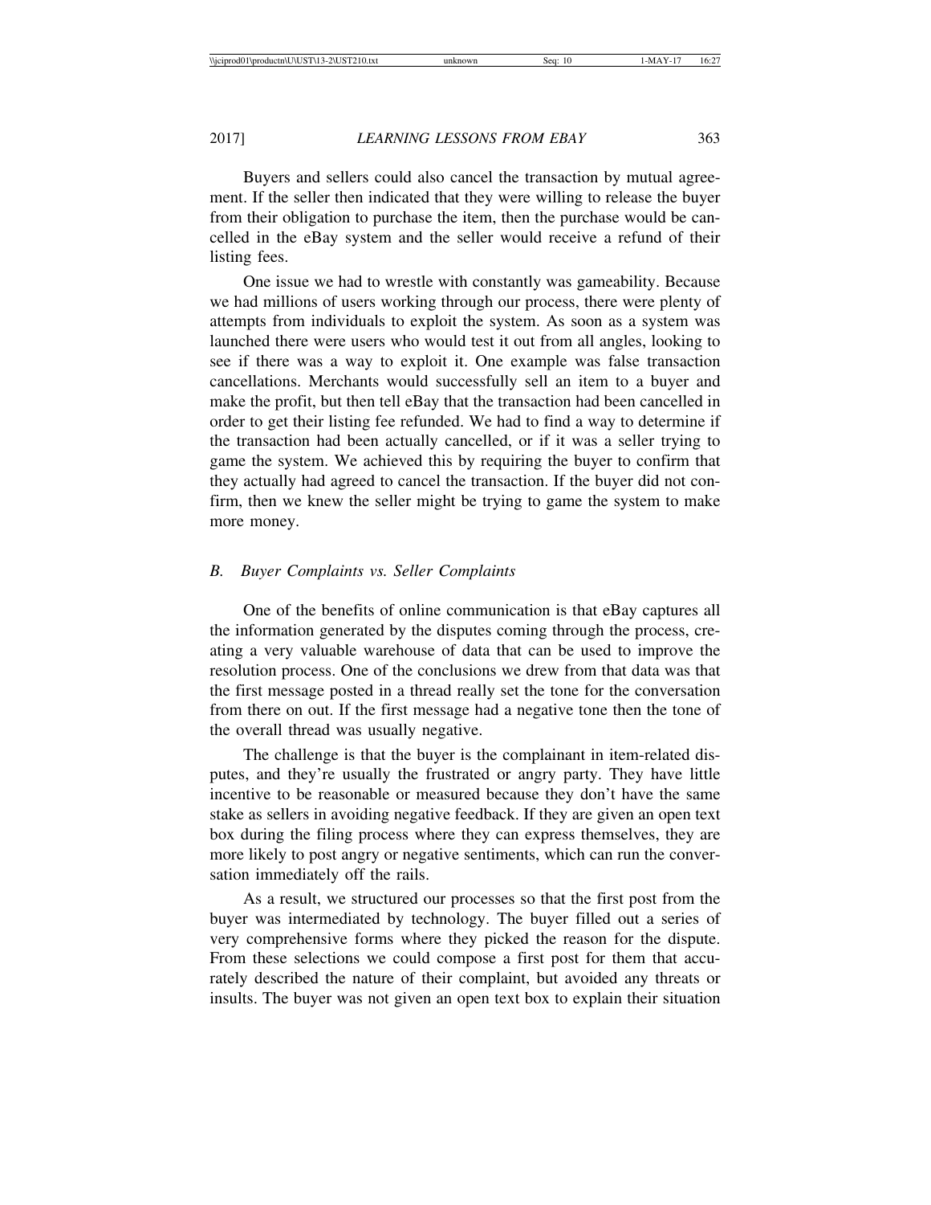Buyers and sellers could also cancel the transaction by mutual agreement. If the seller then indicated that they were willing to release the buyer from their obligation to purchase the item, then the purchase would be cancelled in the eBay system and the seller would receive a refund of their listing fees.

One issue we had to wrestle with constantly was gameability. Because we had millions of users working through our process, there were plenty of attempts from individuals to exploit the system. As soon as a system was launched there were users who would test it out from all angles, looking to see if there was a way to exploit it. One example was false transaction cancellations. Merchants would successfully sell an item to a buyer and make the profit, but then tell eBay that the transaction had been cancelled in order to get their listing fee refunded. We had to find a way to determine if the transaction had been actually cancelled, or if it was a seller trying to game the system. We achieved this by requiring the buyer to confirm that they actually had agreed to cancel the transaction. If the buyer did not confirm, then we knew the seller might be trying to game the system to make more money.

### *B. Buyer Complaints vs. Seller Complaints*

One of the benefits of online communication is that eBay captures all the information generated by the disputes coming through the process, creating a very valuable warehouse of data that can be used to improve the resolution process. One of the conclusions we drew from that data was that the first message posted in a thread really set the tone for the conversation from there on out. If the first message had a negative tone then the tone of the overall thread was usually negative.

The challenge is that the buyer is the complainant in item-related disputes, and they're usually the frustrated or angry party. They have little incentive to be reasonable or measured because they don't have the same stake as sellers in avoiding negative feedback. If they are given an open text box during the filing process where they can express themselves, they are more likely to post angry or negative sentiments, which can run the conversation immediately off the rails.

As a result, we structured our processes so that the first post from the buyer was intermediated by technology. The buyer filled out a series of very comprehensive forms where they picked the reason for the dispute. From these selections we could compose a first post for them that accurately described the nature of their complaint, but avoided any threats or insults. The buyer was not given an open text box to explain their situation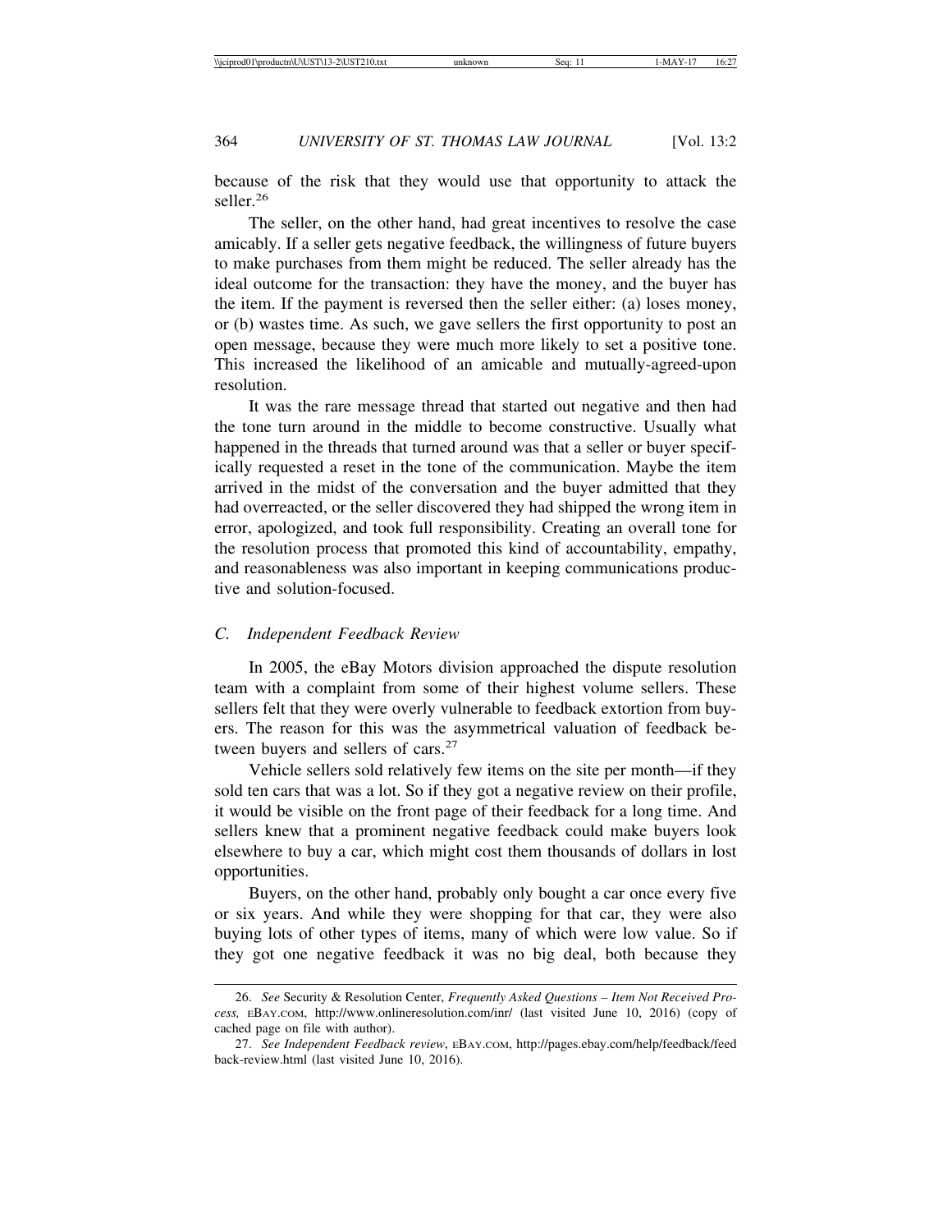because of the risk that they would use that opportunity to attack the seller.[26]

The seller, on the other hand, had great incentives to resolve the case amicably. If a seller gets negative feedback, the willingness of future buyers to make purchases from them might be reduced. The seller already has the ideal outcome for the transaction: they have the money, and the buyer has the item. If the payment is reversed then the seller either: (a) loses money, or (b) wastes time. As such, we gave sellers the first opportunity to post an open message, because they were much more likely to set a positive tone. This increased the likelihood of an amicable and mutually-agreed-upon resolution.

It was the rare message thread that started out negative and then had the tone turn around in the middle to become constructive. Usually what happened in the threads that turned around was that a seller or buyer specifically requested a reset in the tone of the communication. Maybe the item arrived in the midst of the conversation and the buyer admitted that they had overreacted, or the seller discovered they had shipped the wrong item in error, apologized, and took full responsibility. Creating an overall tone for the resolution process that promoted this kind of accountability, empathy, and reasonableness was also important in keeping communications productive and solution-focused.

### *C. Independent Feedback Review*

In 2005, the eBay Motors division approached the dispute resolution team with a complaint from some of their highest volume sellers. These sellers felt that they were overly vulnerable to feedback extortion from buyers. The reason for this was the asymmetrical valuation of feedback between buyers and sellers of cars.[27]

Vehicle sellers sold relatively few items on the site per month—if they sold ten cars that was a lot. So if they got a negative review on their profile, it would be visible on the front page of their feedback for a long time. And sellers knew that a prominent negative feedback could make buyers look elsewhere to buy a car, which might cost them thousands of dollars in lost opportunities.

Buyers, on the other hand, probably only bought a car once every five or six years. And while they were shopping for that car, they were also buying lots of other types of items, many of which were low value. So if they got one negative feedback it was no big deal, both because they

---

26. *See* Security & Resolution Center, *Frequently Asked Questions – Item Not Received Process,* EBAY.COM, http://www.onlineresolution.com/inr/ (last visited June 10, 2016) (copy of cached page on file with author).

27. *See Independent Feedback review*, EBAY.COM, http://pages.ebay.com/help/feedback/feedback-review.html (last visited June 10, 2016).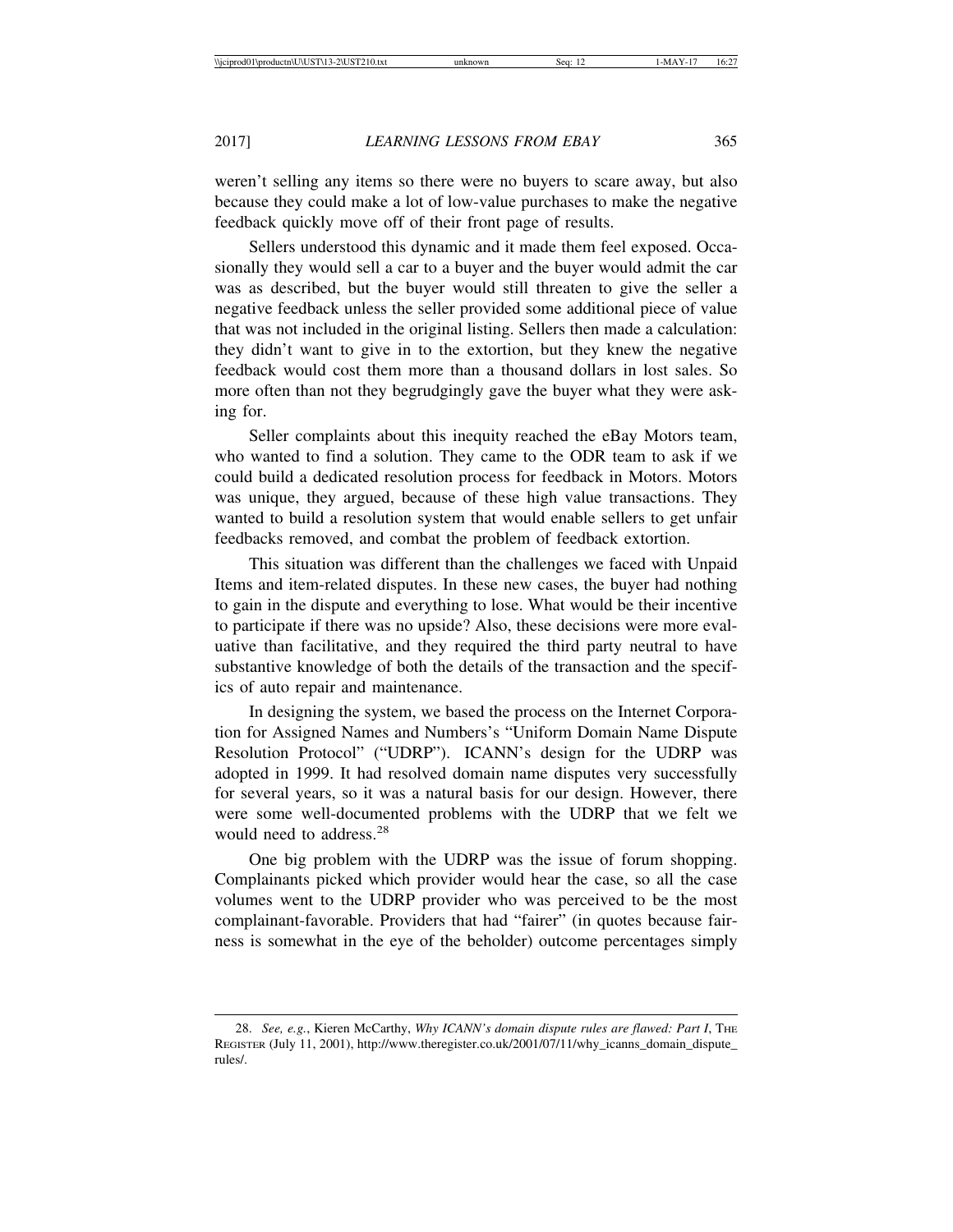weren't selling any items so there were no buyers to scare away, but also because they could make a lot of low-value purchases to make the negative feedback quickly move off of their front page of results.

Sellers understood this dynamic and it made them feel exposed. Occasionally they would sell a car to a buyer and the buyer would admit the car was as described, but the buyer would still threaten to give the seller a negative feedback unless the seller provided some additional piece of value that was not included in the original listing. Sellers then made a calculation: they didn't want to give in to the extortion, but they knew the negative feedback would cost them more than a thousand dollars in lost sales. So more often than not they begrudgingly gave the buyer what they were asking for.

Seller complaints about this inequity reached the eBay Motors team, who wanted to find a solution. They came to the ODR team to ask if we could build a dedicated resolution process for feedback in Motors. Motors was unique, they argued, because of these high value transactions. They wanted to build a resolution system that would enable sellers to get unfair feedbacks removed, and combat the problem of feedback extortion.

This situation was different than the challenges we faced with Unpaid Items and item-related disputes. In these new cases, the buyer had nothing to gain in the dispute and everything to lose. What would be their incentive to participate if there was no upside? Also, these decisions were more evaluative than facilitative, and they required the third party neutral to have substantive knowledge of both the details of the transaction and the specifics of auto repair and maintenance.

In designing the system, we based the process on the Internet Corporation for Assigned Names and Numbers's "Uniform Domain Name Dispute Resolution Protocol" ("UDRP"). ICANN's design for the UDRP was adopted in 1999. It had resolved domain name disputes very successfully for several years, so it was a natural basis for our design. However, there were some well-documented problems with the UDRP that we felt we would need to address.[28]

One big problem with the UDRP was the issue of forum shopping. Complainants picked which provider would hear the case, so all the case volumes went to the UDRP provider who was perceived to be the most complainant-favorable. Providers that had "fairer" (in quotes because fairness is somewhat in the eye of the beholder) outcome percentages simply

---

28. *See, e.g.*, Kieren McCarthy, *Why ICANN's domain dispute rules are flawed: Part I*, THE REGISTER (July 11, 2001), http://www.theregister.co.uk/2001/07/11/why_icanns_domain_dispute_rules/.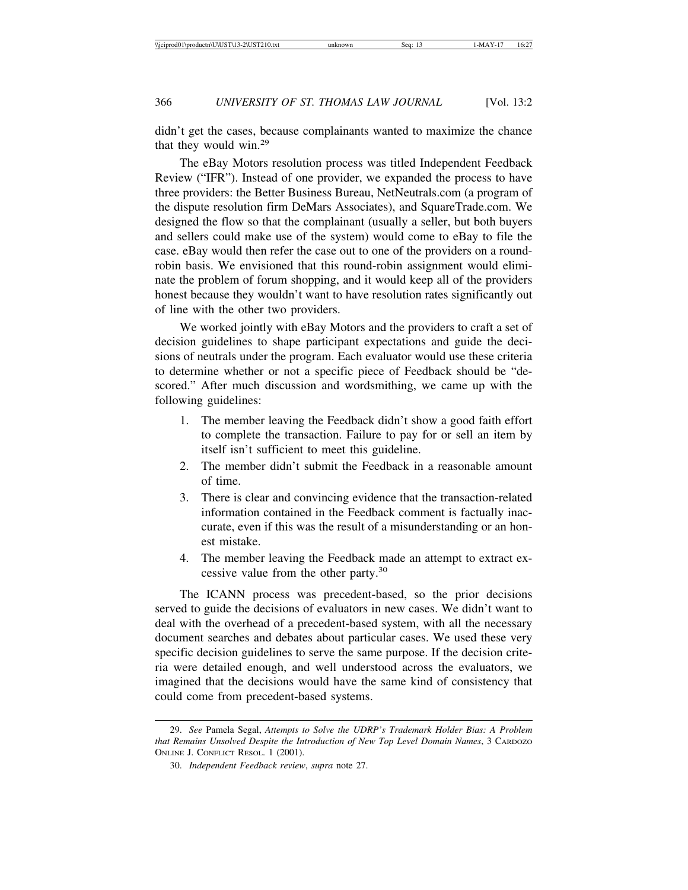didn't get the cases, because complainants wanted to maximize the chance that they would win.[29]

The eBay Motors resolution process was titled Independent Feedback Review ("IFR"). Instead of one provider, we expanded the process to have three providers: the Better Business Bureau, NetNeutrals.com (a program of the dispute resolution firm DeMars Associates), and SquareTrade.com. We designed the flow so that the complainant (usually a seller, but both buyers and sellers could make use of the system) would come to eBay to file the case. eBay would then refer the case out to one of the providers on a round-robin basis. We envisioned that this round-robin assignment would eliminate the problem of forum shopping, and it would keep all of the providers honest because they wouldn't want to have resolution rates significantly out of line with the other two providers.

We worked jointly with eBay Motors and the providers to craft a set of decision guidelines to shape participant expectations and guide the decisions of neutrals under the program. Each evaluator would use these criteria to determine whether or not a specific piece of Feedback should be "descored." After much discussion and wordsmithing, we came up with the following guidelines:

1. The member leaving the Feedback didn't show a good faith effort to complete the transaction. Failure to pay for or sell an item by itself isn't sufficient to meet this guideline.
2. The member didn't submit the Feedback in a reasonable amount of time.
3. There is clear and convincing evidence that the transaction-related information contained in the Feedback comment is factually inaccurate, even if this was the result of a misunderstanding or an honest mistake.
4. The member leaving the Feedback made an attempt to extract excessive value from the other party.[30]

The ICANN process was precedent-based, so the prior decisions served to guide the decisions of evaluators in new cases. We didn't want to deal with the overhead of a precedent-based system, with all the necessary document searches and debates about particular cases. We used these very specific decision guidelines to serve the same purpose. If the decision criteria were detailed enough, and well understood across the evaluators, we imagined that the decisions would have the same kind of consistency that could come from precedent-based systems.

---

29. *See* Pamela Segal, *Attempts to Solve the UDRP's Trademark Holder Bias: A Problem that Remains Unsolved Despite the Introduction of New Top Level Domain Names*, 3 Cardozo Online J. Conflict Resol. 1 (2001).

30. *Independent Feedback review*, *supra* note 27.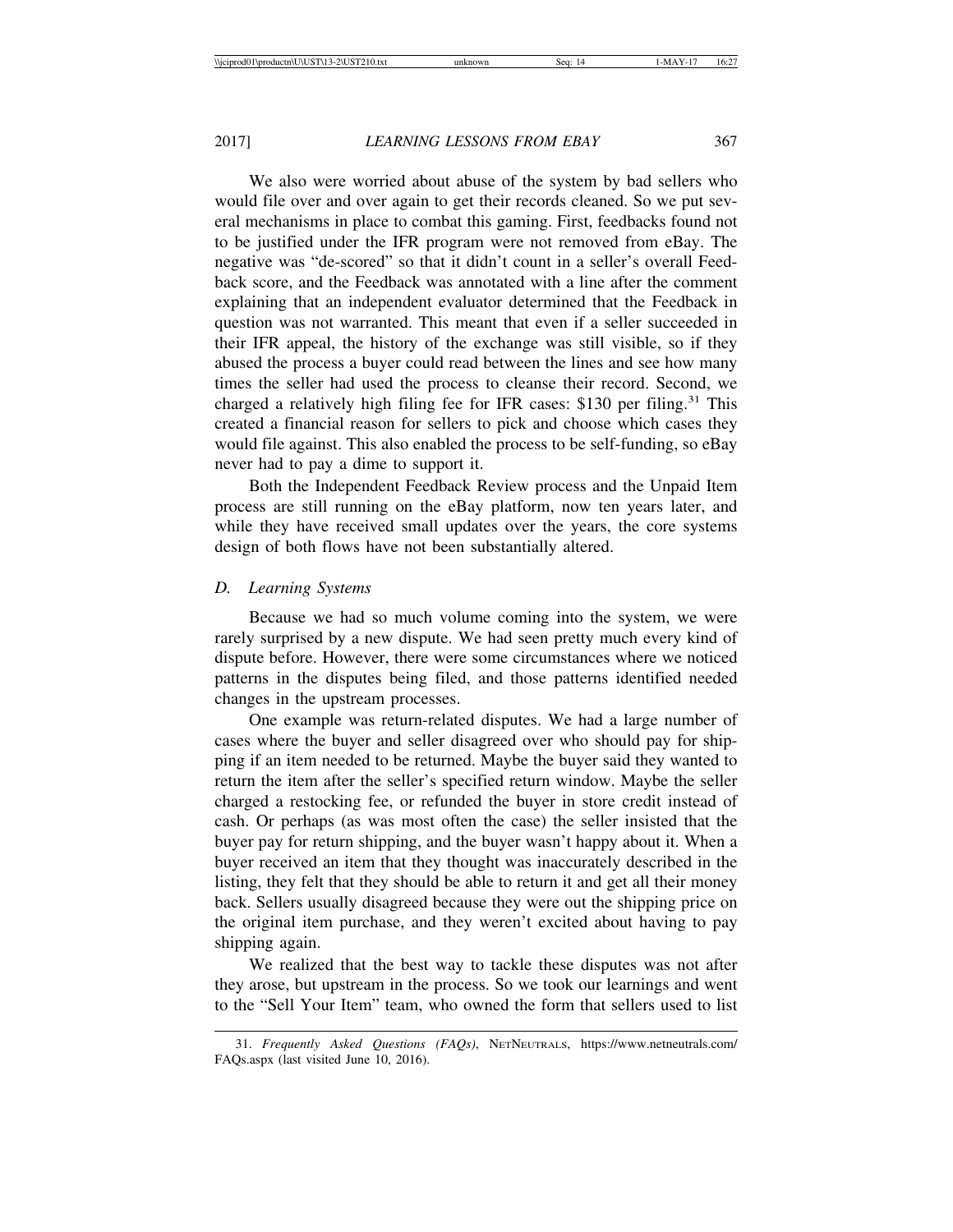We also were worried about abuse of the system by bad sellers who would file over and over again to get their records cleaned. So we put several mechanisms in place to combat this gaming. First, feedbacks found not to be justified under the IFR program were not removed from eBay. The negative was "de-scored" so that it didn't count in a seller's overall Feedback score, and the Feedback was annotated with a line after the comment explaining that an independent evaluator determined that the Feedback in question was not warranted. This meant that even if a seller succeeded in their IFR appeal, the history of the exchange was still visible, so if they abused the process a buyer could read between the lines and see how many times the seller had used the process to cleanse their record. Second, we charged a relatively high filing fee for IFR cases: $130 per filing.[31] This created a financial reason for sellers to pick and choose which cases they would file against. This also enabled the process to be self-funding, so eBay never had to pay a dime to support it.

Both the Independent Feedback Review process and the Unpaid Item process are still running on the eBay platform, now ten years later, and while they have received small updates over the years, the core systems design of both flows have not been substantially altered.

### D. Learning Systems

Because we had so much volume coming into the system, we were rarely surprised by a new dispute. We had seen pretty much every kind of dispute before. However, there were some circumstances where we noticed patterns in the disputes being filed, and those patterns identified needed changes in the upstream processes.

One example was return-related disputes. We had a large number of cases where the buyer and seller disagreed over who should pay for shipping if an item needed to be returned. Maybe the buyer said they wanted to return the item after the seller's specified return window. Maybe the seller charged a restocking fee, or refunded the buyer in store credit instead of cash. Or perhaps (as was most often the case) the seller insisted that the buyer pay for return shipping, and the buyer wasn't happy about it. When a buyer received an item that they thought was inaccurately described in the listing, they felt that they should be able to return it and get all their money back. Sellers usually disagreed because they were out the shipping price on the original item purchase, and they weren't excited about having to pay shipping again.

We realized that the best way to tackle these disputes was not after they arose, but upstream in the process. So we took our learnings and went to the "Sell Your Item" team, who owned the form that sellers used to list

31. *Frequently Asked Questions (FAQs)*, NetNeutrals, https://www.netneutrals.com/FAQs.aspx (last visited June 10, 2016).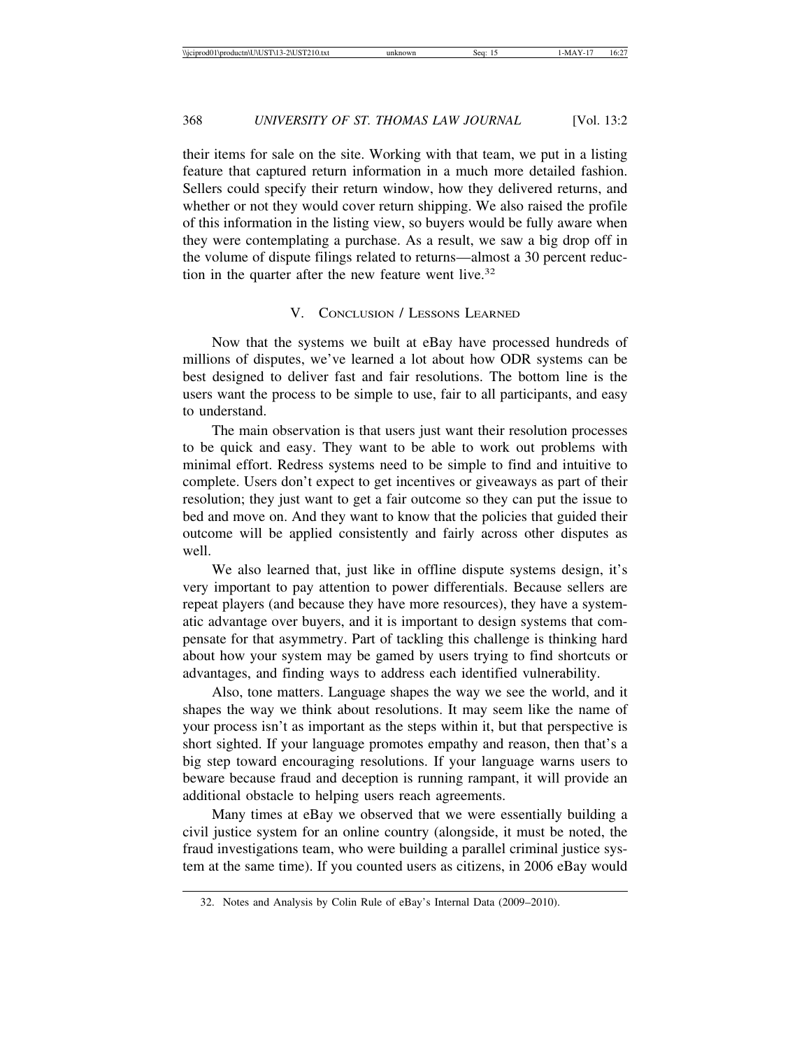their items for sale on the site. Working with that team, we put in a listing feature that captured return information in a much more detailed fashion. Sellers could specify their return window, how they delivered returns, and whether or not they would cover return shipping. We also raised the profile of this information in the listing view, so buyers would be fully aware when they were contemplating a purchase. As a result, we saw a big drop off in the volume of dispute filings related to returns—almost a 30 percent reduction in the quarter after the new feature went live.[32]

## V. Conclusion / Lessons Learned

Now that the systems we built at eBay have processed hundreds of millions of disputes, we've learned a lot about how ODR systems can be best designed to deliver fast and fair resolutions. The bottom line is the users want the process to be simple to use, fair to all participants, and easy to understand.

The main observation is that users just want their resolution processes to be quick and easy. They want to be able to work out problems with minimal effort. Redress systems need to be simple to find and intuitive to complete. Users don't expect to get incentives or giveaways as part of their resolution; they just want to get a fair outcome so they can put the issue to bed and move on. And they want to know that the policies that guided their outcome will be applied consistently and fairly across other disputes as well.

We also learned that, just like in offline dispute systems design, it's very important to pay attention to power differentials. Because sellers are repeat players (and because they have more resources), they have a systematic advantage over buyers, and it is important to design systems that compensate for that asymmetry. Part of tackling this challenge is thinking hard about how your system may be gamed by users trying to find shortcuts or advantages, and finding ways to address each identified vulnerability.

Also, tone matters. Language shapes the way we see the world, and it shapes the way we think about resolutions. It may seem like the name of your process isn't as important as the steps within it, but that perspective is short sighted. If your language promotes empathy and reason, then that's a big step toward encouraging resolutions. If your language warns users to beware because fraud and deception is running rampant, it will provide an additional obstacle to helping users reach agreements.

Many times at eBay we observed that we were essentially building a civil justice system for an online country (alongside, it must be noted, the fraud investigations team, who were building a parallel criminal justice system at the same time). If you counted users as citizens, in 2006 eBay would

---

32. Notes and Analysis by Colin Rule of eBay's Internal Data (2009–2010).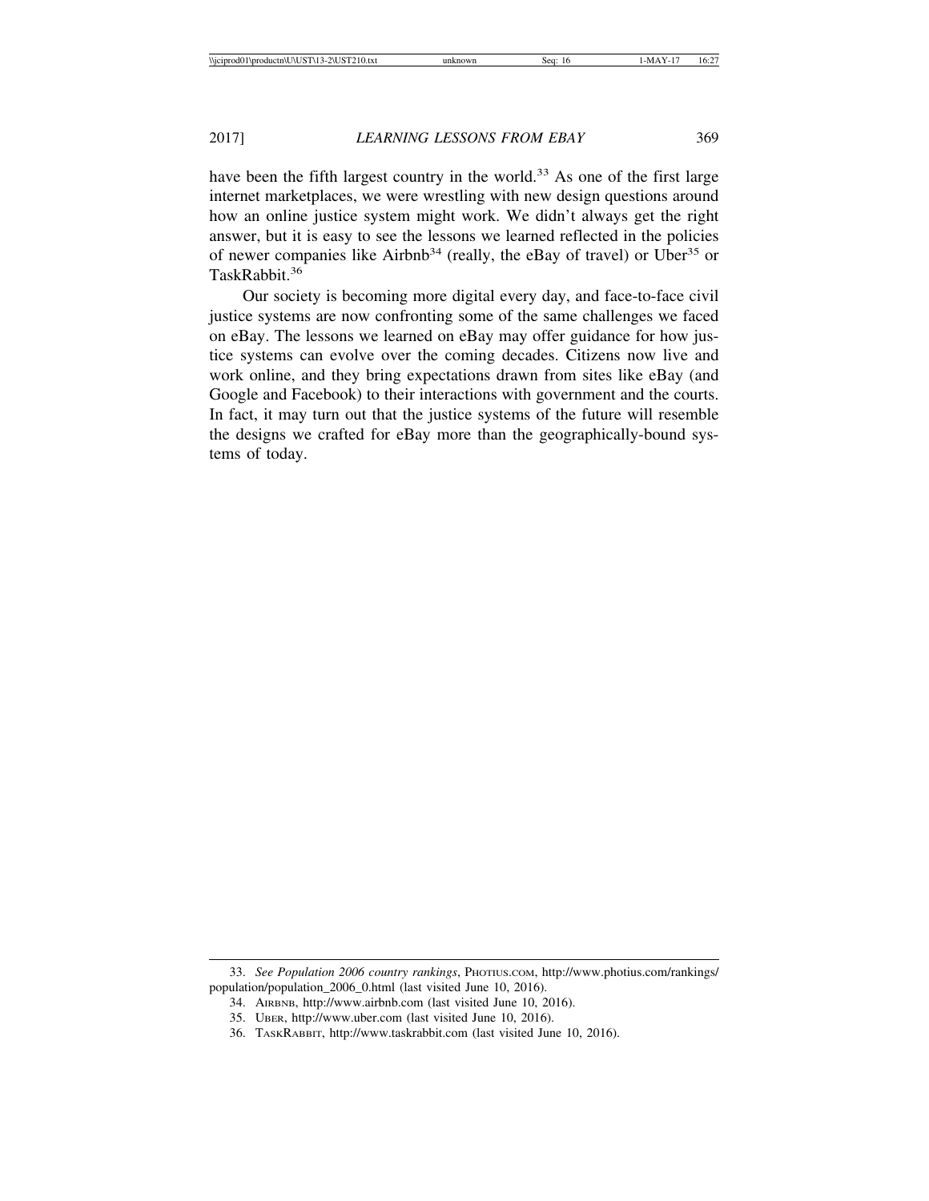have been the fifth largest country in the world.[33] As one of the first large internet marketplaces, we were wrestling with new design questions around how an online justice system might work. We didn't always get the right answer, but it is easy to see the lessons we learned reflected in the policies of newer companies like Airbnb[34] (really, the eBay of travel) or Uber[35] or TaskRabbit.[36]

Our society is becoming more digital every day, and face-to-face civil justice systems are now confronting some of the same challenges we faced on eBay. The lessons we learned on eBay may offer guidance for how justice systems can evolve over the coming decades. Citizens now live and work online, and they bring expectations drawn from sites like eBay (and Google and Facebook) to their interactions with government and the courts. In fact, it may turn out that the justice systems of the future will resemble the designs we crafted for eBay more than the geographically-bound systems of today.

---

33. *See Population 2006 country rankings*, PHOTIUS.COM, http://www.photius.com/rankings/population/population_2006_0.html (last visited June 10, 2016).

34. AIRBNB, http://www.airbnb.com (last visited June 10, 2016).

35. UBER, http://www.uber.com (last visited June 10, 2016).

36. TASKRABBIT, http://www.taskrabbit.com (last visited June 10, 2016).